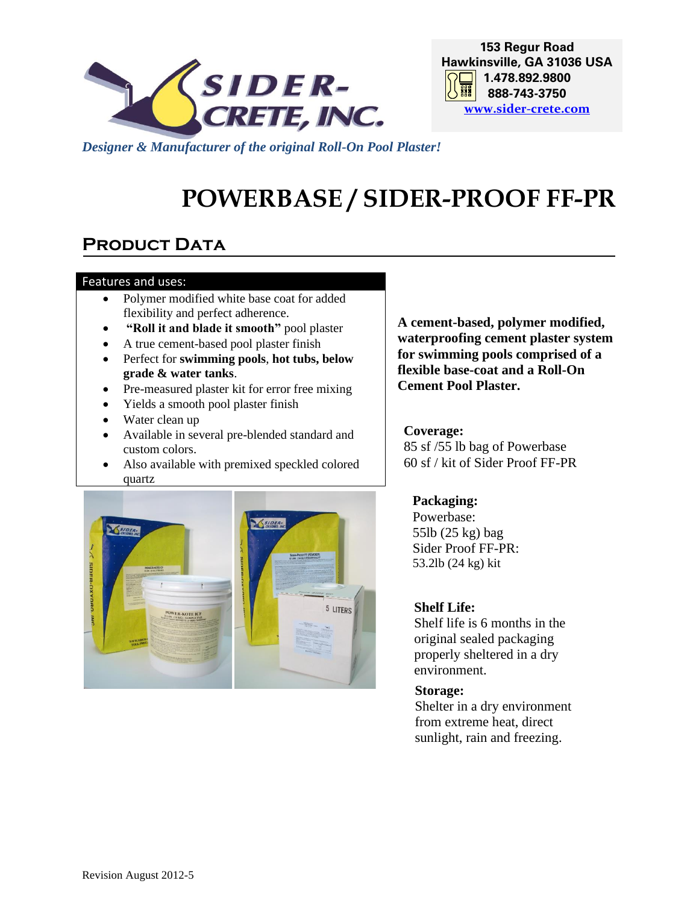153 Regur Road
Hawkinsville, GA 31036 USA
1.478.892.9800
888-743-3750
www.sider-crete.com

*Designer & Manufacturer of the original Roll-On Pool Plaster!*

# POWERBASE / SIDER-PROOF FF-PR

## Product Data

**Features and uses:**

- Polymer modified white base coat for added flexibility and perfect adherence.
- **"Roll it and blade it smooth"** pool plaster
- A true cement-based pool plaster finish
- Perfect for **swimming pools**, **hot tubs, below grade & water tanks**.
- Pre-measured plaster kit for error free mixing
- Yields a smooth pool plaster finish
- Water clean up
- Available in several pre-blended standard and custom colors.
- Also available with premixed speckled colored quartz

**A cement-based, polymer modified, waterproofing cement plaster system for swimming pools comprised of a flexible base-coat and a Roll-On Cement Pool Plaster.**

**Coverage:**
85 sf /55 lb bag of Powerbase
60 sf / kit of Sider Proof FF-PR

**Packaging:**
Powerbase:
55lb (25 kg) bag
Sider Proof FF-PR:
53.2lb (24 kg) kit

**Shelf Life:**
Shelf life is 6 months in the original sealed packaging properly sheltered in a dry environment.

**Storage:**
Shelter in a dry environment from extreme heat, direct sunlight, rain and freezing.

Revision August 2012-5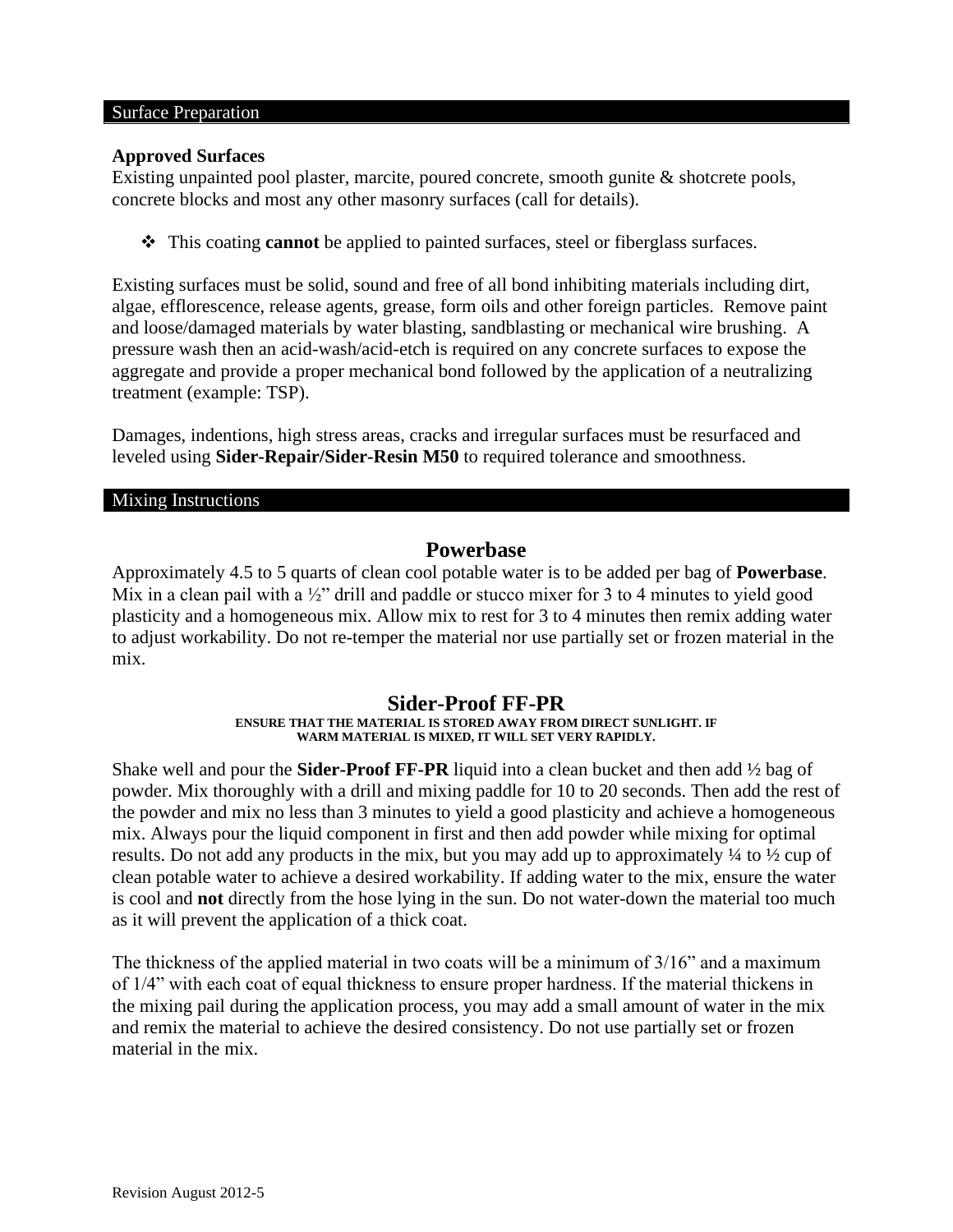## Surface Preparation

**Approved Surfaces**
Existing unpainted pool plaster, marcite, poured concrete, smooth gunite & shotcrete pools, concrete blocks and most any other masonry surfaces (call for details).

- This coating **cannot** be applied to painted surfaces, steel or fiberglass surfaces.

Existing surfaces must be solid, sound and free of all bond inhibiting materials including dirt, algae, efflorescence, release agents, grease, form oils and other foreign particles. Remove paint and loose/damaged materials by water blasting, sandblasting or mechanical wire brushing. A pressure wash then an acid-wash/acid-etch is required on any concrete surfaces to expose the aggregate and provide a proper mechanical bond followed by the application of a neutralizing treatment (example: TSP).

Damages, indentions, high stress areas, cracks and irregular surfaces must be resurfaced and leveled using **Sider-Repair/Sider-Resin M50** to required tolerance and smoothness.

## Mixing Instructions

### Powerbase

Approximately 4.5 to 5 quarts of clean cool potable water is to be added per bag of **Powerbase**. Mix in a clean pail with a ½" drill and paddle or stucco mixer for 3 to 4 minutes to yield good plasticity and a homogeneous mix. Allow mix to rest for 3 to 4 minutes then remix adding water to adjust workability. Do not re-temper the material nor use partially set or frozen material in the mix.

### Sider-Proof FF-PR

**ENSURE THAT THE MATERIAL IS STORED AWAY FROM DIRECT SUNLIGHT. IF WARM MATERIAL IS MIXED, IT WILL SET VERY RAPIDLY.**

Shake well and pour the **Sider-Proof FF-PR** liquid into a clean bucket and then add ½ bag of powder. Mix thoroughly with a drill and mixing paddle for 10 to 20 seconds. Then add the rest of the powder and mix no less than 3 minutes to yield a good plasticity and achieve a homogeneous mix. Always pour the liquid component in first and then add powder while mixing for optimal results. Do not add any products in the mix, but you may add up to approximately ¼ to ½ cup of clean potable water to achieve a desired workability. If adding water to the mix, ensure the water is cool and **not** directly from the hose lying in the sun. Do not water-down the material too much as it will prevent the application of a thick coat.

The thickness of the applied material in two coats will be a minimum of 3/16" and a maximum of 1/4" with each coat of equal thickness to ensure proper hardness. If the material thickens in the mixing pail during the application process, you may add a small amount of water in the mix and remix the material to achieve the desired consistency. Do not use partially set or frozen material in the mix.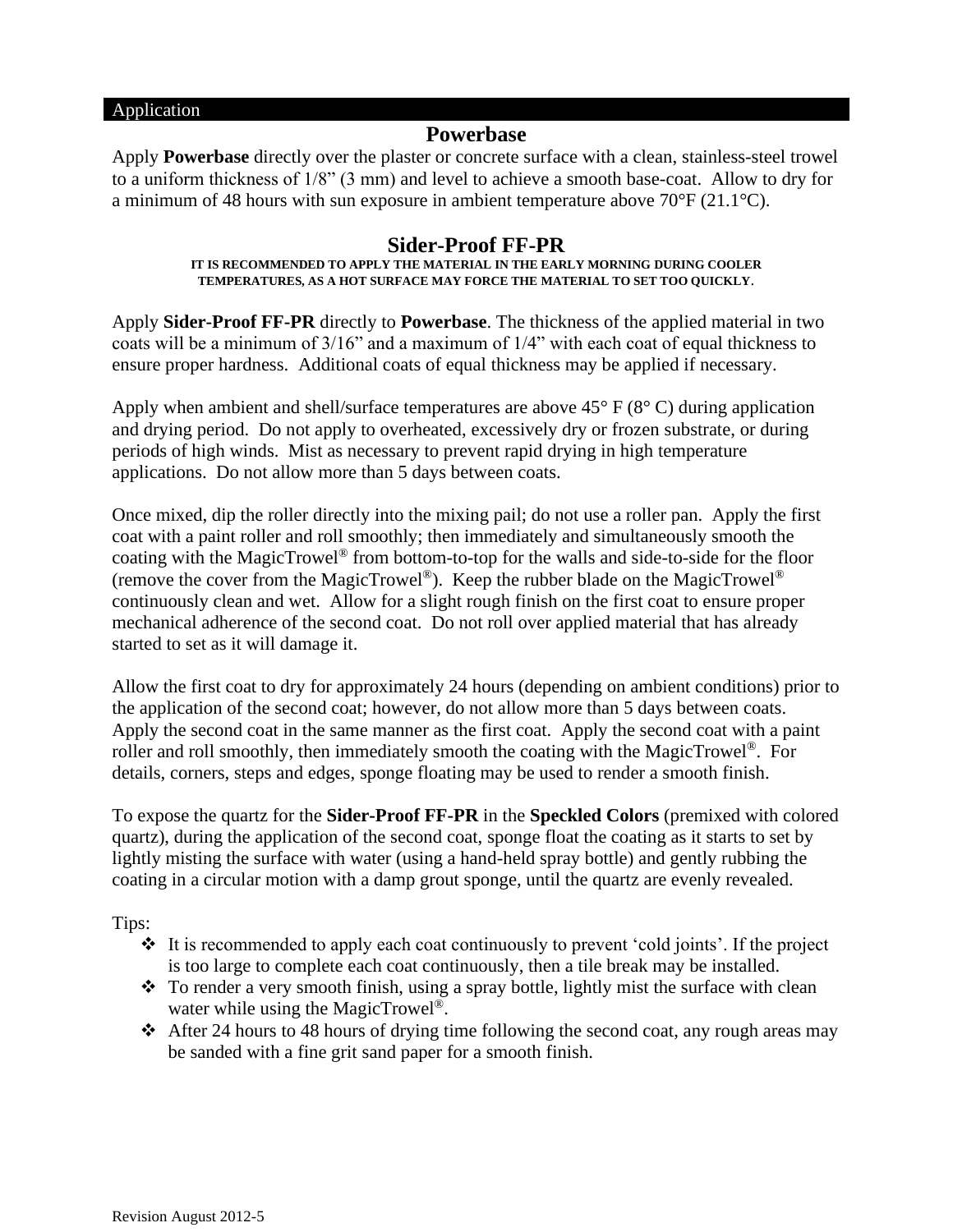## Application

### Powerbase

Apply **Powerbase** directly over the plaster or concrete surface with a clean, stainless-steel trowel to a uniform thickness of 1/8" (3 mm) and level to achieve a smooth base-coat. Allow to dry for a minimum of 48 hours with sun exposure in ambient temperature above 70°F (21.1°C).

### Sider-Proof FF-PR

**IT IS RECOMMENDED TO APPLY THE MATERIAL IN THE EARLY MORNING DURING COOLER TEMPERATURES, AS A HOT SURFACE MAY FORCE THE MATERIAL TO SET TOO QUICKLY.**

Apply **Sider-Proof FF-PR** directly to **Powerbase**. The thickness of the applied material in two coats will be a minimum of 3/16" and a maximum of 1/4" with each coat of equal thickness to ensure proper hardness. Additional coats of equal thickness may be applied if necessary.

Apply when ambient and shell/surface temperatures are above 45° F (8° C) during application and drying period. Do not apply to overheated, excessively dry or frozen substrate, or during periods of high winds. Mist as necessary to prevent rapid drying in high temperature applications. Do not allow more than 5 days between coats.

Once mixed, dip the roller directly into the mixing pail; do not use a roller pan. Apply the first coat with a paint roller and roll smoothly; then immediately and simultaneously smooth the coating with the MagicTrowel® from bottom-to-top for the walls and side-to-side for the floor (remove the cover from the MagicTrowel®). Keep the rubber blade on the MagicTrowel® continuously clean and wet. Allow for a slight rough finish on the first coat to ensure proper mechanical adherence of the second coat. Do not roll over applied material that has already started to set as it will damage it.

Allow the first coat to dry for approximately 24 hours (depending on ambient conditions) prior to the application of the second coat; however, do not allow more than 5 days between coats. Apply the second coat in the same manner as the first coat. Apply the second coat with a paint roller and roll smoothly, then immediately smooth the coating with the MagicTrowel®. For details, corners, steps and edges, sponge floating may be used to render a smooth finish.

To expose the quartz for the **Sider-Proof FF-PR** in the **Speckled Colors** (premixed with colored quartz), during the application of the second coat, sponge float the coating as it starts to set by lightly misting the surface with water (using a hand-held spray bottle) and gently rubbing the coating in a circular motion with a damp grout sponge, until the quartz are evenly revealed.

Tips:

- It is recommended to apply each coat continuously to prevent 'cold joints'. If the project is too large to complete each coat continuously, then a tile break may be installed.
- To render a very smooth finish, using a spray bottle, lightly mist the surface with clean water while using the MagicTrowel®.
- After 24 hours to 48 hours of drying time following the second coat, any rough areas may be sanded with a fine grit sand paper for a smooth finish.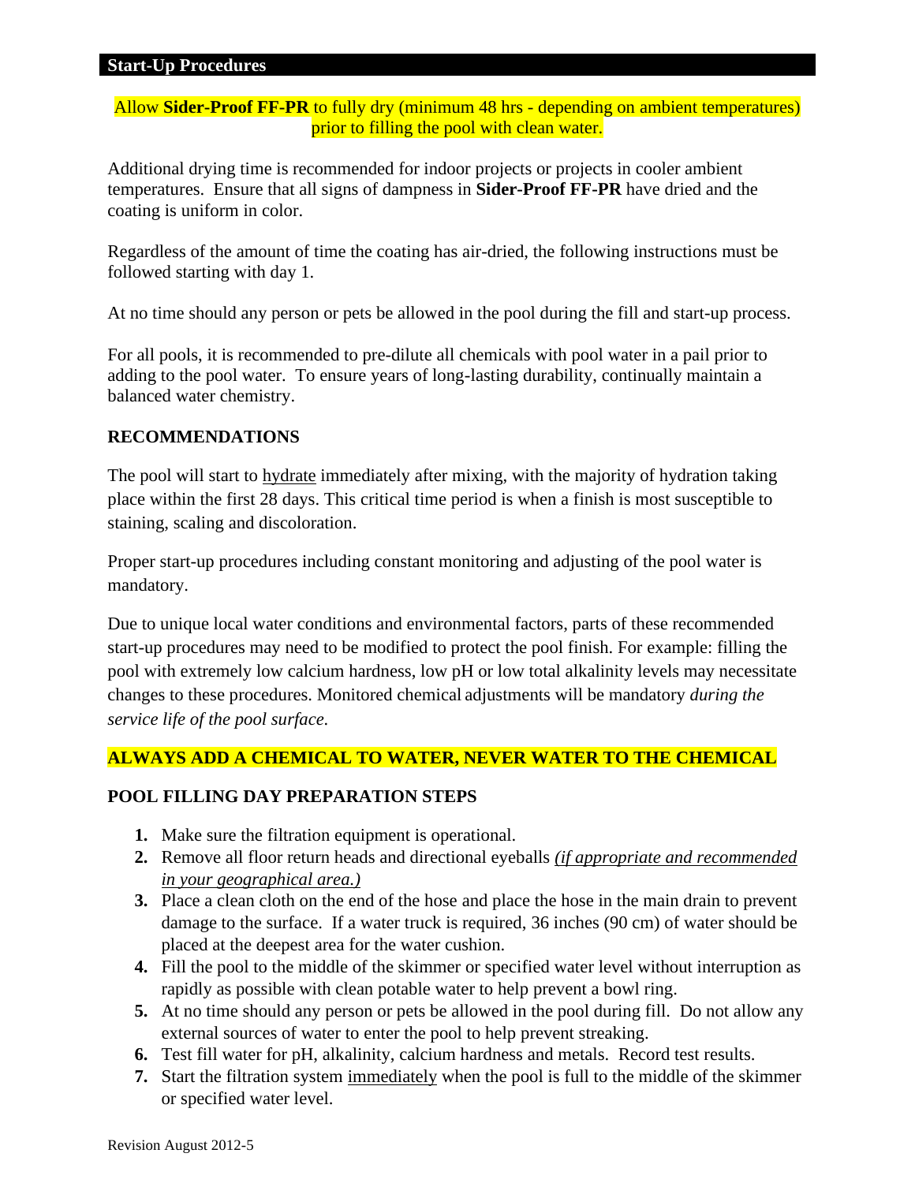## Start-Up Procedures

Allow **Sider-Proof FF-PR** to fully dry (minimum 48 hrs - depending on ambient temperatures) prior to filling the pool with clean water.

Additional drying time is recommended for indoor projects or projects in cooler ambient temperatures. Ensure that all signs of dampness in **Sider-Proof FF-PR** have dried and the coating is uniform in color.

Regardless of the amount of time the coating has air-dried, the following instructions must be followed starting with day 1.

At no time should any person or pets be allowed in the pool during the fill and start-up process.

For all pools, it is recommended to pre-dilute all chemicals with pool water in a pail prior to adding to the pool water. To ensure years of long-lasting durability, continually maintain a balanced water chemistry.

### RECOMMENDATIONS

The pool will start to hydrate immediately after mixing, with the majority of hydration taking place within the first 28 days. This critical time period is when a finish is most susceptible to staining, scaling and discoloration.

Proper start-up procedures including constant monitoring and adjusting of the pool water is mandatory.

Due to unique local water conditions and environmental factors, parts of these recommended start-up procedures may need to be modified to protect the pool finish. For example: filling the pool with extremely low calcium hardness, low pH or low total alkalinity levels may necessitate changes to these procedures. Monitored chemical adjustments will be mandatory *during the service life of the pool surface.*

**ALWAYS ADD A CHEMICAL TO WATER, NEVER WATER TO THE CHEMICAL**

### POOL FILLING DAY PREPARATION STEPS

1. Make sure the filtration equipment is operational.
2. Remove all floor return heads and directional eyeballs *(if appropriate and recommended in your geographical area.)*
3. Place a clean cloth on the end of the hose and place the hose in the main drain to prevent damage to the surface. If a water truck is required, 36 inches (90 cm) of water should be placed at the deepest area for the water cushion.
4. Fill the pool to the middle of the skimmer or specified water level without interruption as rapidly as possible with clean potable water to help prevent a bowl ring.
5. At no time should any person or pets be allowed in the pool during fill. Do not allow any external sources of water to enter the pool to help prevent streaking.
6. Test fill water for pH, alkalinity, calcium hardness and metals. Record test results.
7. Start the filtration system immediately when the pool is full to the middle of the skimmer or specified water level.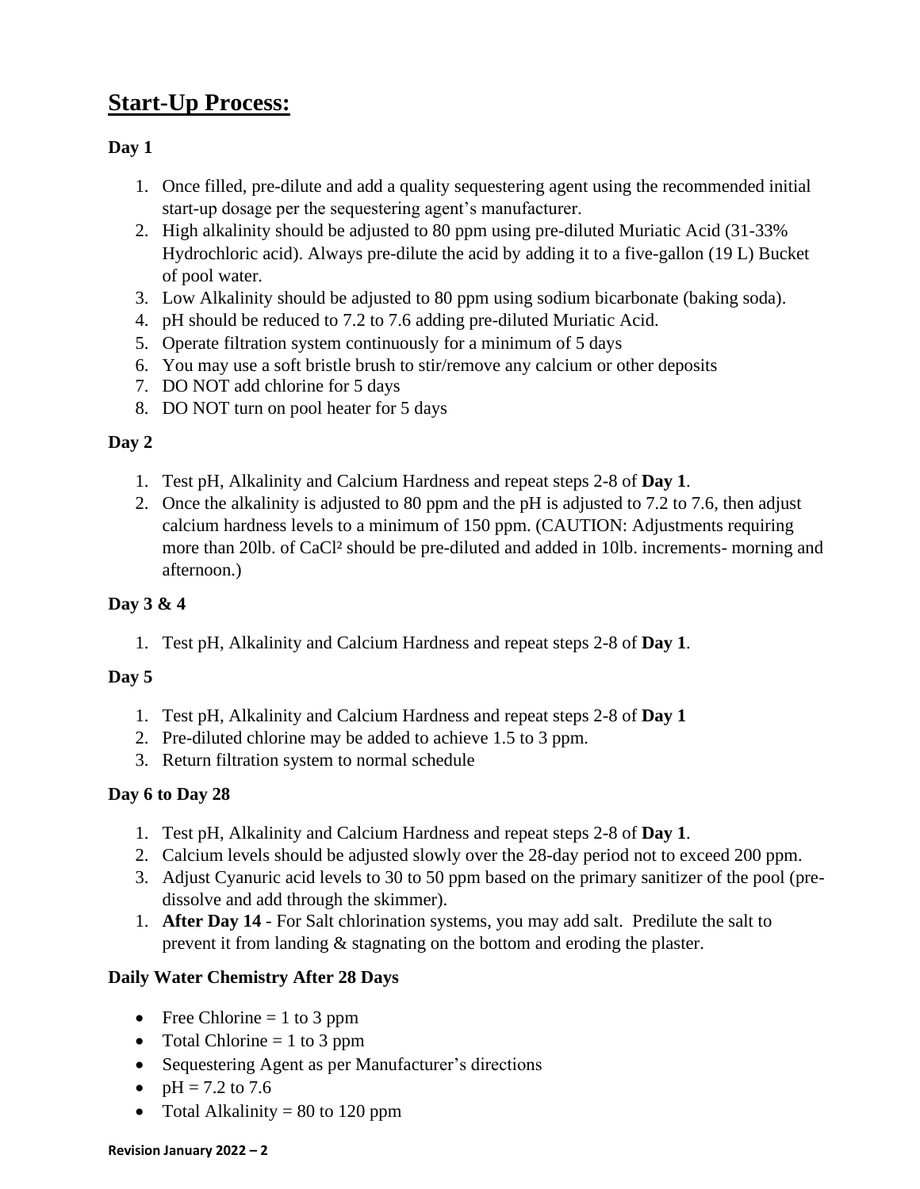# Start-Up Process:

**Day 1**

1. Once filled, pre-dilute and add a quality sequestering agent using the recommended initial start-up dosage per the sequestering agent's manufacturer.
2. High alkalinity should be adjusted to 80 ppm using pre-diluted Muriatic Acid (31-33% Hydrochloric acid). Always pre-dilute the acid by adding it to a five-gallon (19 L) Bucket of pool water.
3. Low Alkalinity should be adjusted to 80 ppm using sodium bicarbonate (baking soda).
4. pH should be reduced to 7.2 to 7.6 adding pre-diluted Muriatic Acid.
5. Operate filtration system continuously for a minimum of 5 days
6. You may use a soft bristle brush to stir/remove any calcium or other deposits
7. DO NOT add chlorine for 5 days
8. DO NOT turn on pool heater for 5 days

**Day 2**

1. Test pH, Alkalinity and Calcium Hardness and repeat steps 2-8 of **Day 1**.
2. Once the alkalinity is adjusted to 80 ppm and the pH is adjusted to 7.2 to 7.6, then adjust calcium hardness levels to a minimum of 150 ppm. (CAUTION: Adjustments requiring more than 20lb. of $CaCl^2$ should be pre-diluted and added in 10lb. increments- morning and afternoon.)

**Day 3 & 4**

1. Test pH, Alkalinity and Calcium Hardness and repeat steps 2-8 of **Day 1**.

**Day 5**

1. Test pH, Alkalinity and Calcium Hardness and repeat steps 2-8 of **Day 1**
2. Pre-diluted chlorine may be added to achieve 1.5 to 3 ppm.
3. Return filtration system to normal schedule

**Day 6 to Day 28**

1. Test pH, Alkalinity and Calcium Hardness and repeat steps 2-8 of **Day 1**.
2. Calcium levels should be adjusted slowly over the 28-day period not to exceed 200 ppm.
3. Adjust Cyanuric acid levels to 30 to 50 ppm based on the primary sanitizer of the pool (pre-dissolve and add through the skimmer).
1. **After Day 14** - For Salt chlorination systems, you may add salt. Predilute the salt to prevent it from landing & stagnating on the bottom and eroding the plaster.

**Daily Water Chemistry After 28 Days**

- Free Chlorine = 1 to 3 ppm
- Total Chlorine = 1 to 3 ppm
- Sequestering Agent as per Manufacturer's directions
- pH = 7.2 to 7.6
- Total Alkalinity = 80 to 120 ppm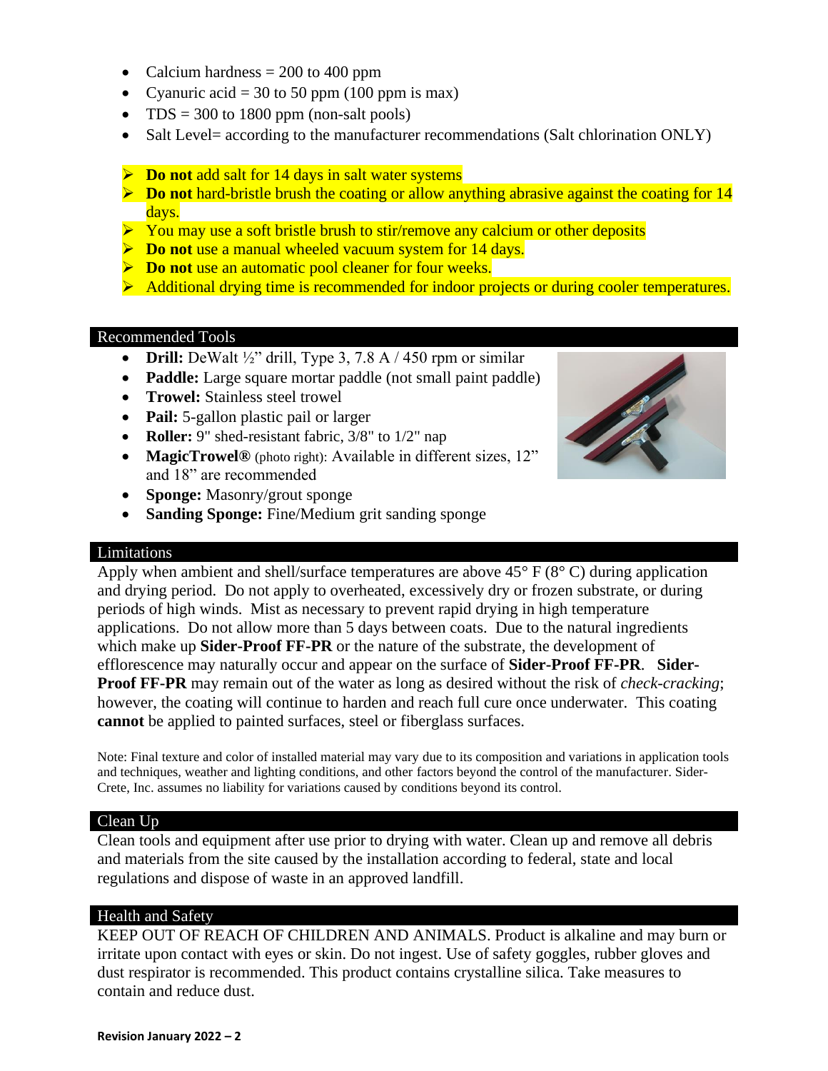- Calcium hardness = 200 to 400 ppm
- Cyanuric acid = 30 to 50 ppm (100 ppm is max)
- TDS = 300 to 1800 ppm (non-salt pools)
- Salt Level= according to the manufacturer recommendations (Salt chlorination ONLY)

- **Do not** add salt for 14 days in salt water systems
- **Do not** hard-bristle brush the coating or allow anything abrasive against the coating for 14 days.
- You may use a soft bristle brush to stir/remove any calcium or other deposits
- **Do not** use a manual wheeled vacuum system for 14 days.
- **Do not** use an automatic pool cleaner for four weeks.
- Additional drying time is recommended for indoor projects or during cooler temperatures.

## Recommended Tools

- **Drill:** DeWalt ½" drill, Type 3, 7.8 A / 450 rpm or similar
- **Paddle:** Large square mortar paddle (not small paint paddle)
- **Trowel:** Stainless steel trowel
- **Pail:** 5-gallon plastic pail or larger
- **Roller:** 9" shed-resistant fabric, 3/8" to 1/2" nap
- **MagicTrowel®** (photo right): Available in different sizes, 12" and 18" are recommended
- **Sponge:** Masonry/grout sponge
- **Sanding Sponge:** Fine/Medium grit sanding sponge

## Limitations

Apply when ambient and shell/surface temperatures are above 45° F (8° C) during application and drying period. Do not apply to overheated, excessively dry or frozen substrate, or during periods of high winds. Mist as necessary to prevent rapid drying in high temperature applications. Do not allow more than 5 days between coats. Due to the natural ingredients which make up **Sider-Proof FF-PR** or the nature of the substrate, the development of efflorescence may naturally occur and appear on the surface of **Sider-Proof FF-PR**. **Sider-Proof FF-PR** may remain out of the water as long as desired without the risk of *check-cracking*; however, the coating will continue to harden and reach full cure once underwater. This coating **cannot** be applied to painted surfaces, steel or fiberglass surfaces.

Note: Final texture and color of installed material may vary due to its composition and variations in application tools and techniques, weather and lighting conditions, and other factors beyond the control of the manufacturer. Sider-Crete, Inc. assumes no liability for variations caused by conditions beyond its control.

## Clean Up

Clean tools and equipment after use prior to drying with water. Clean up and remove all debris and materials from the site caused by the installation according to federal, state and local regulations and dispose of waste in an approved landfill.

## Health and Safety

KEEP OUT OF REACH OF CHILDREN AND ANIMALS. Product is alkaline and may burn or irritate upon contact with eyes or skin. Do not ingest. Use of safety goggles, rubber gloves and dust respirator is recommended. This product contains crystalline silica. Take measures to contain and reduce dust.

**Revision January 2022 – 2**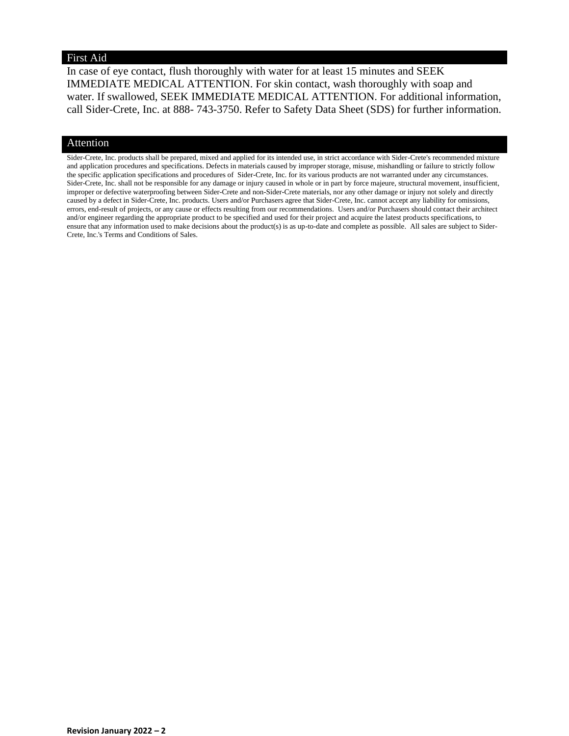## First Aid

In case of eye contact, flush thoroughly with water for at least 15 minutes and SEEK IMMEDIATE MEDICAL ATTENTION. For skin contact, wash thoroughly with soap and water. If swallowed, SEEK IMMEDIATE MEDICAL ATTENTION. For additional information, call Sider-Crete, Inc. at 888- 743-3750. Refer to Safety Data Sheet (SDS) for further information.

## Attention

Sider-Crete, Inc. products shall be prepared, mixed and applied for its intended use, in strict accordance with Sider-Crete's recommended mixture and application procedures and specifications. Defects in materials caused by improper storage, misuse, mishandling or failure to strictly follow the specific application specifications and procedures of Sider-Crete, Inc. for its various products are not warranted under any circumstances. Sider-Crete, Inc. shall not be responsible for any damage or injury caused in whole or in part by force majeure, structural movement, insufficient, improper or defective waterproofing between Sider-Crete and non-Sider-Crete materials, nor any other damage or injury not solely and directly caused by a defect in Sider-Crete, Inc. products. Users and/or Purchasers agree that Sider-Crete, Inc. cannot accept any liability for omissions, errors, end-result of projects, or any cause or effects resulting from our recommendations. Users and/or Purchasers should contact their architect and/or engineer regarding the appropriate product to be specified and used for their project and acquire the latest products specifications, to ensure that any information used to make decisions about the product(s) is as up-to-date and complete as possible. All sales are subject to Sider-Crete, Inc.'s Terms and Conditions of Sales.

**Revision January 2022 – 2**